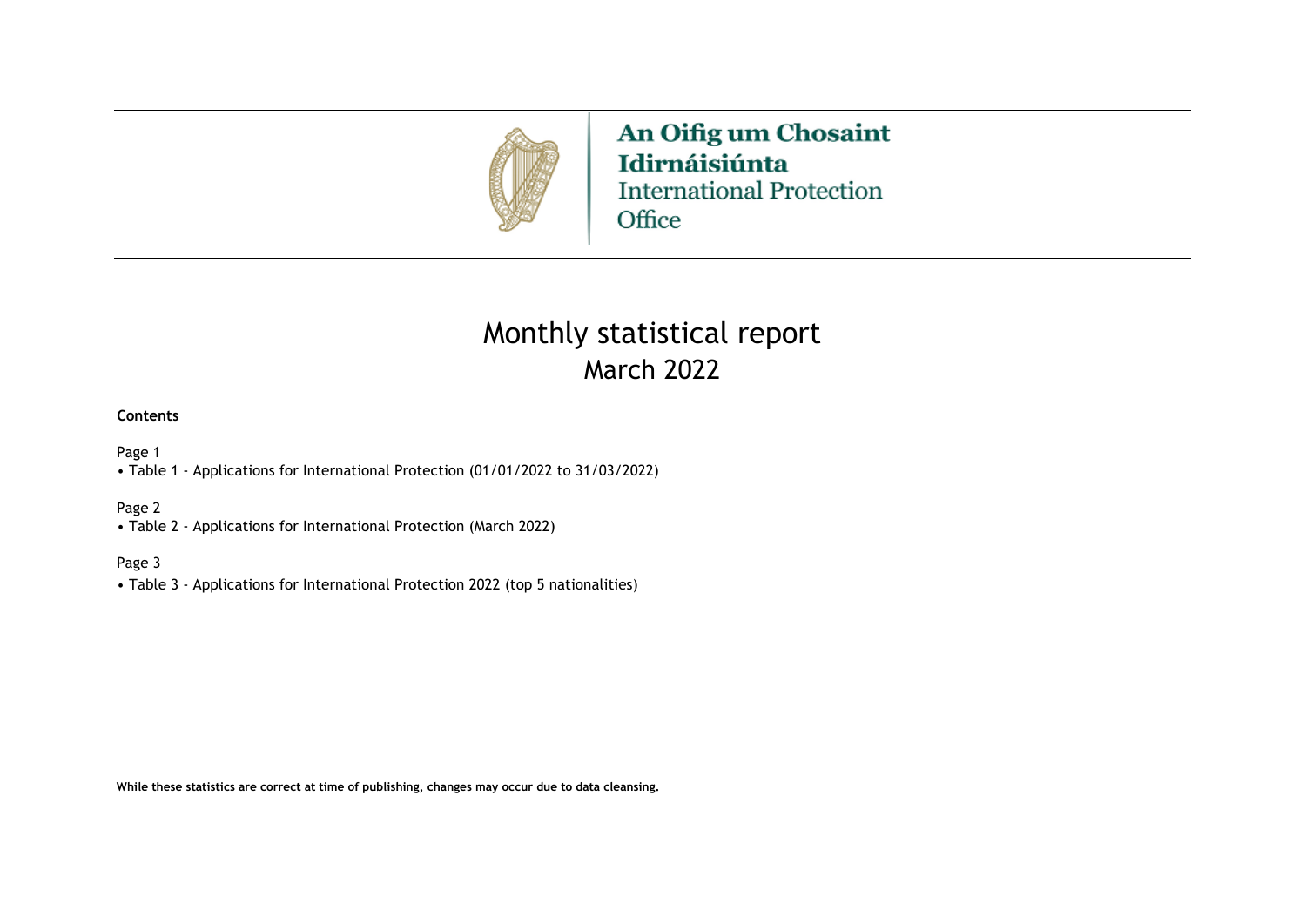An Oifig um Chosaint Idirnáisiúnta
International Protection Office

# Monthly statistical report
## March 2022

**Contents**

Page 1
- Table 1 - Applications for International Protection (01/01/2022 to 31/03/2022)

Page 2
- Table 2 - Applications for International Protection (March 2022)

Page 3
- Table 3 - Applications for International Protection 2022 (top 5 nationalities)

**While these statistics are correct at time of publishing, changes may occur due to data cleansing.**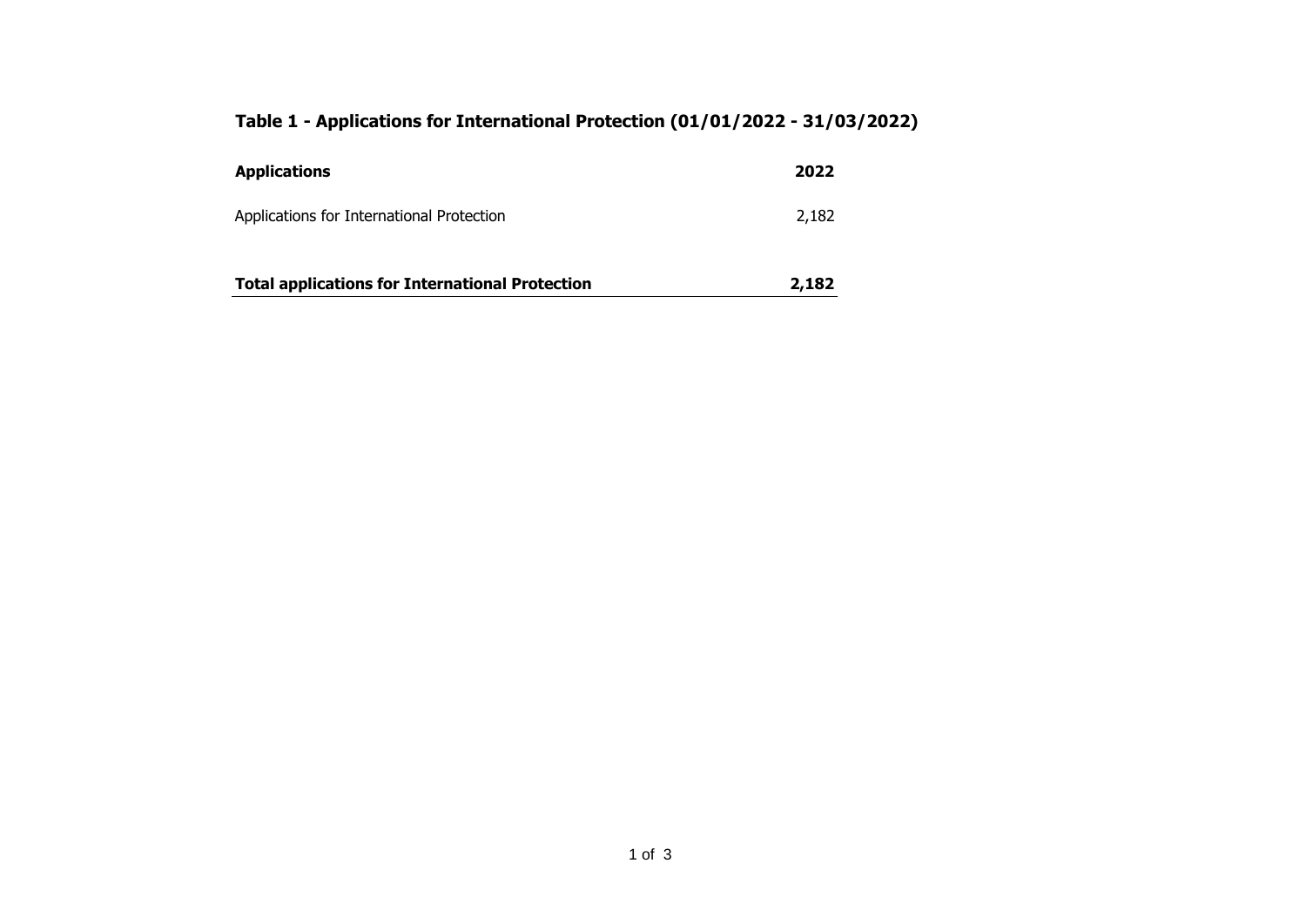## Table 1 - Applications for International Protection (01/01/2022 - 31/03/2022)

| Applications | 2022 |
|---|---|
| Applications for International Protection | 2,182 |
| **Total applications for International Protection** | **2,182** |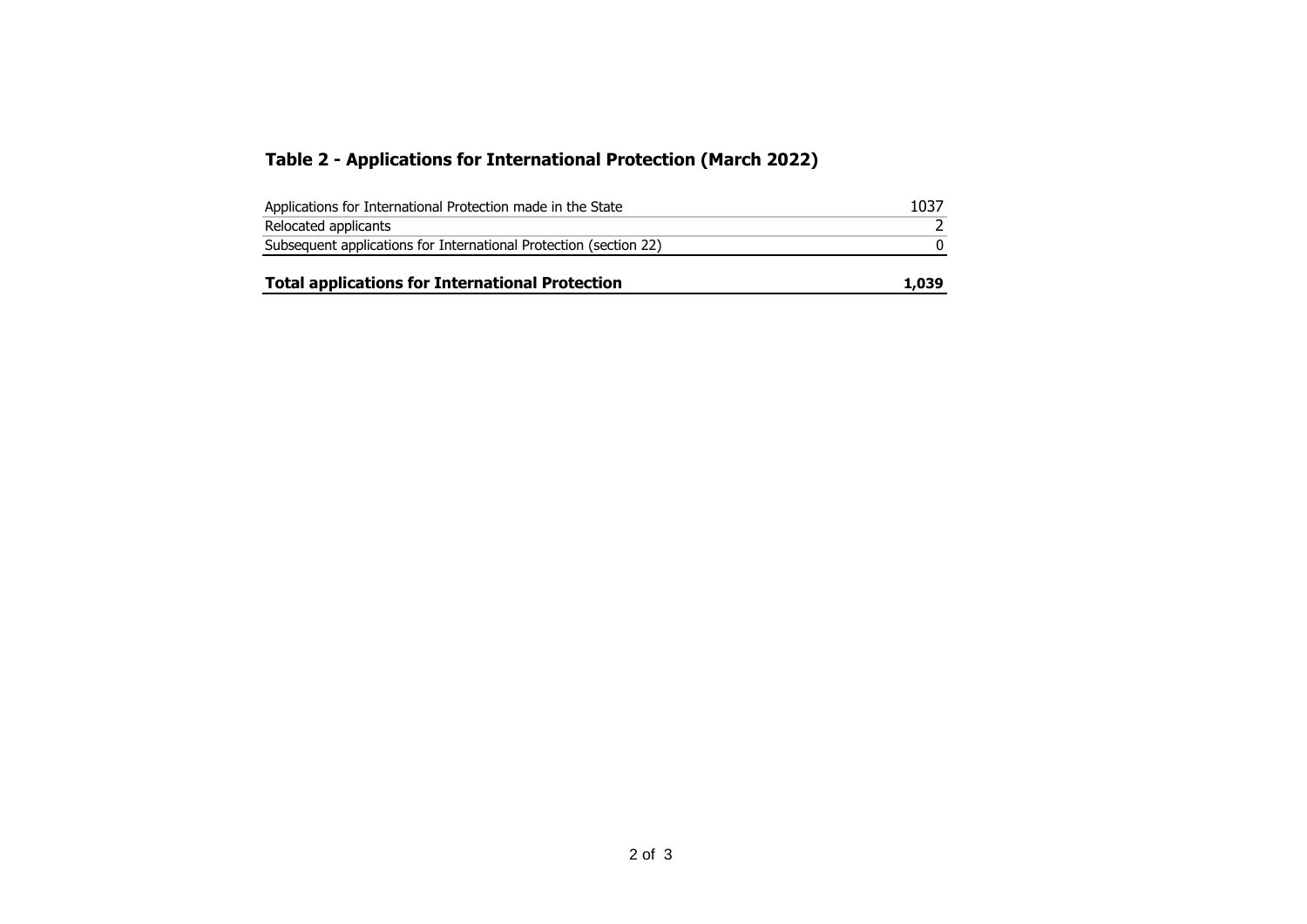## Table 2 - Applications for International Protection (March 2022)

| | |
|---|---|
| Applications for International Protection made in the State | 1037 |
| Relocated applicants | 2 |
| Subsequent applications for International Protection (section 22) | 0 |
| **Total applications for International Protection** | **1,039** |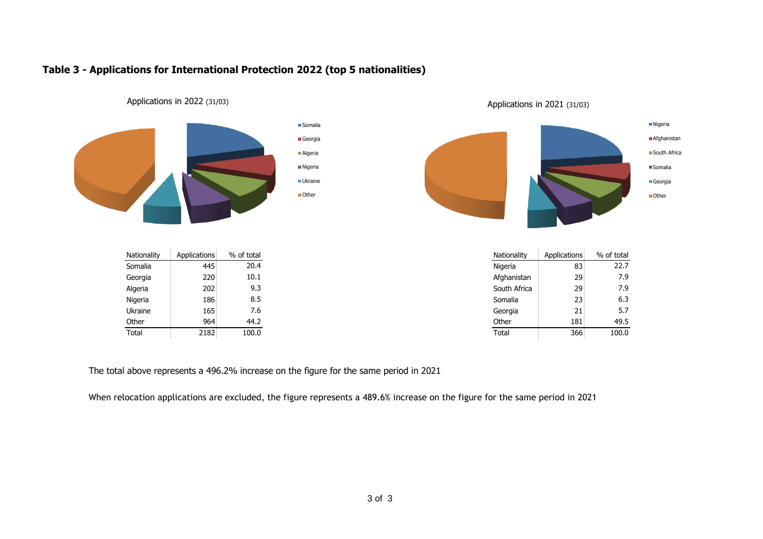## Table 3 - Applications for International Protection 2022 (top 5 nationalities)

Applications in 2022 (31/03)

Somalia
Georgia
Algeria
Nigeria
Ukraine
Other

| Nationality | Applications | % of total |
|---|---|---|
| Somalia | 445 | 20.4 |
| Georgia | 220 | 10.1 |
| Algeria | 202 | 9.3 |
| Nigeria | 186 | 8.5 |
| Ukraine | 165 | 7.6 |
| Other | 964 | 44.2 |
| Total | 2182 | 100.0 |

Applications in 2021 (31/03)

Nigeria
Afghanistan
South Africa
Somalia
Georgia
Other

| Nationality | Applications | % of total |
|---|---|---|
| Nigeria | 83 | 22.7 |
| Afghanistan | 29 | 7.9 |
| South Africa | 29 | 7.9 |
| Somalia | 23 | 6.3 |
| Georgia | 21 | 5.7 |
| Other | 181 | 49.5 |
| Total | 366 | 100.0 |

The total above represents a 496.2% increase on the figure for the same period in 2021

When relocation applications are excluded, the figure represents a 489.6% increase on the figure for the same period in 2021